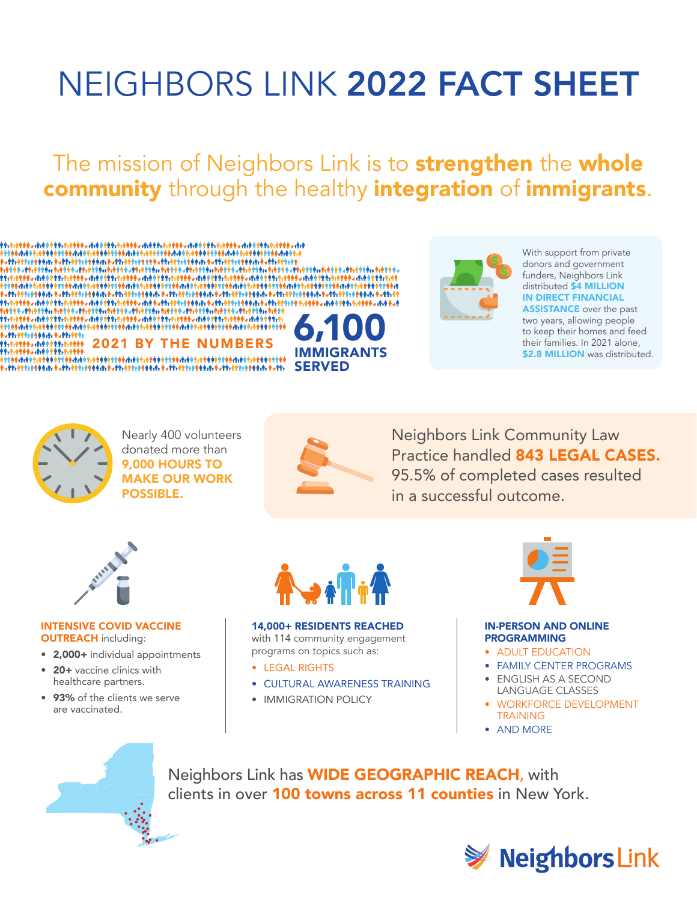# NEIGHBORS LINK **2022 FACT SHEET**

The mission of Neighbors Link is to **strengthen** the **whole community** through the healthy **integration** of **immigrants**.

## 2021 BY THE NUMBERS

**6,100 IMMIGRANTS SERVED**

With support from private donors and government funders, Neighbors Link distributed **$4 MILLION IN DIRECT FINANCIAL ASSISTANCE** over the past two years, allowing people to keep their homes and feed their families. In 2021 alone, **$2.8 MILLION** was distributed.

Nearly 400 volunteers donated more than **9,000 HOURS TO MAKE OUR WORK POSSIBLE.**

Neighbors Link Community Law Practice handled **843 LEGAL CASES.** 95.5% of completed cases resulted in a successful outcome.

**INTENSIVE COVID VACCINE OUTREACH** including:

- **2,000+** individual appointments
- **20+** vaccine clinics with healthcare partners.
- **93%** of the clients we serve are vaccinated.

**14,000+ RESIDENTS REACHED** with 114 community engagement programs on topics such as:

- LEGAL RIGHTS
- CULTURAL AWARENESS TRAINING
- IMMIGRATION POLICY

**IN-PERSON AND ONLINE PROGRAMMING**

- ADULT EDUCATION
- FAMILY CENTER PROGRAMS
- ENGLISH AS A SECOND LANGUAGE CLASSES
- WORKFORCE DEVELOPMENT TRAINING
- AND MORE

Neighbors Link has **WIDE GEOGRAPHIC REACH,** with clients in over **100 towns across 11 counties** in New York.

Neighbors Link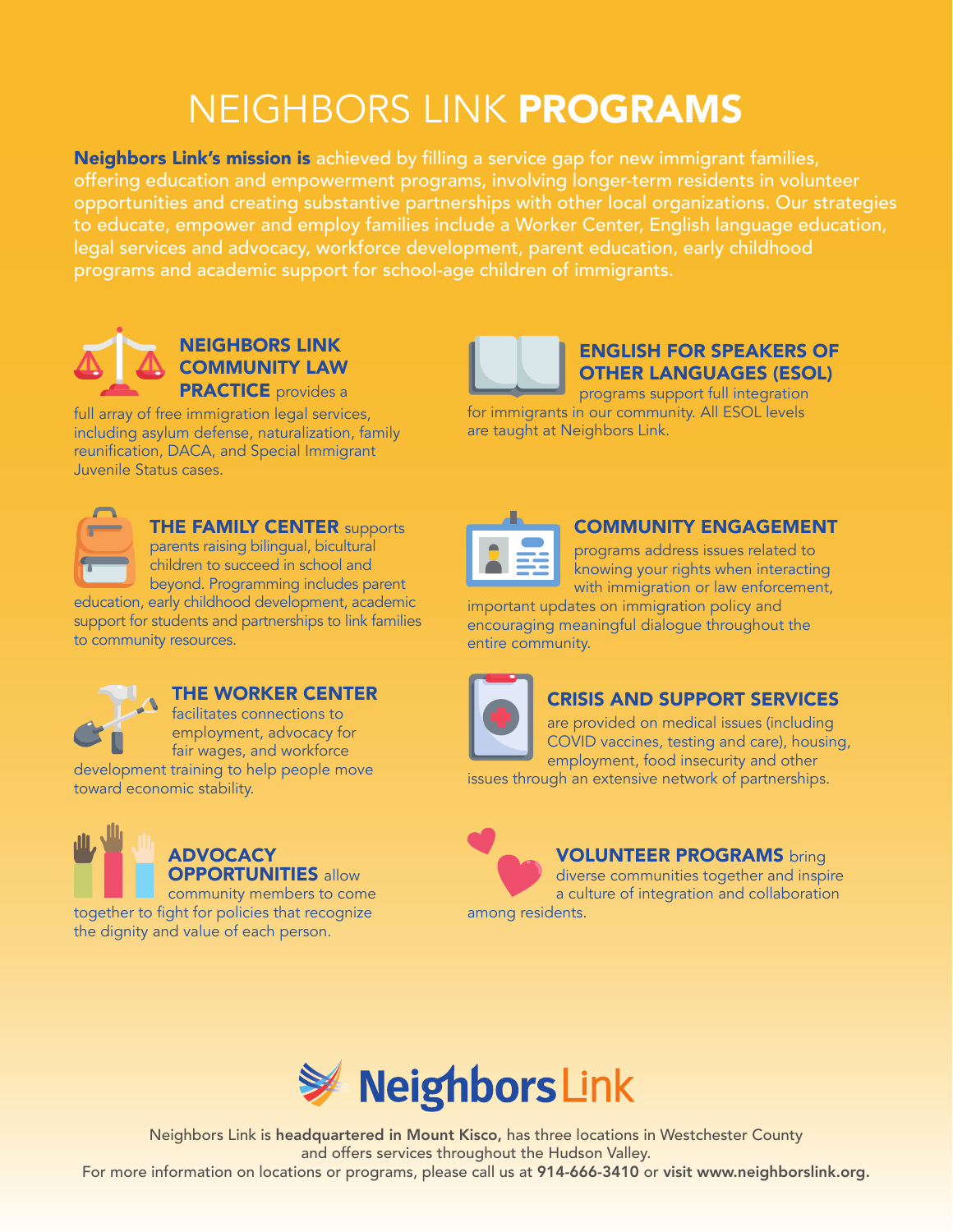# NEIGHBORS LINK **PROGRAMS**

**Neighbors Link's mission is** achieved by filling a service gap for new immigrant families, offering education and empowerment programs, involving longer-term residents in volunteer opportunities and creating substantive partnerships with other local organizations. Our strategies to educate, empower and employ families include a Worker Center, English language education, legal services and advocacy, workforce development, parent education, early childhood programs and academic support for school-age children of immigrants.

**NEIGHBORS LINK COMMUNITY LAW PRACTICE** provides a full array of free immigration legal services, including asylum defense, naturalization, family reunification, DACA, and Special Immigrant Juvenile Status cases.

**ENGLISH FOR SPEAKERS OF OTHER LANGUAGES (ESOL)** programs support full integration for immigrants in our community. All ESOL levels are taught at Neighbors Link.

**THE FAMILY CENTER** supports parents raising bilingual, bicultural children to succeed in school and beyond. Programming includes parent education, early childhood development, academic support for students and partnerships to link families to community resources.

**COMMUNITY ENGAGEMENT** programs address issues related to knowing your rights when interacting with immigration or law enforcement, important updates on immigration policy and encouraging meaningful dialogue throughout the entire community.

**THE WORKER CENTER** facilitates connections to employment, advocacy for fair wages, and workforce development training to help people move toward economic stability.

**CRISIS AND SUPPORT SERVICES** are provided on medical issues (including COVID vaccines, testing and care), housing, employment, food insecurity and other issues through an extensive network of partnerships.

**ADVOCACY OPPORTUNITIES** allow community members to come together to fight for policies that recognize the dignity and value of each person.

**VOLUNTEER PROGRAMS** bring diverse communities together and inspire a culture of integration and collaboration among residents.

**Neighbors Link**

Neighbors Link is **headquartered in Mount Kisco,** has three locations in Westchester County and offers services throughout the Hudson Valley.
For more information on locations or programs, please call us at **914-666-3410** or **visit www.neighborslink.org.**